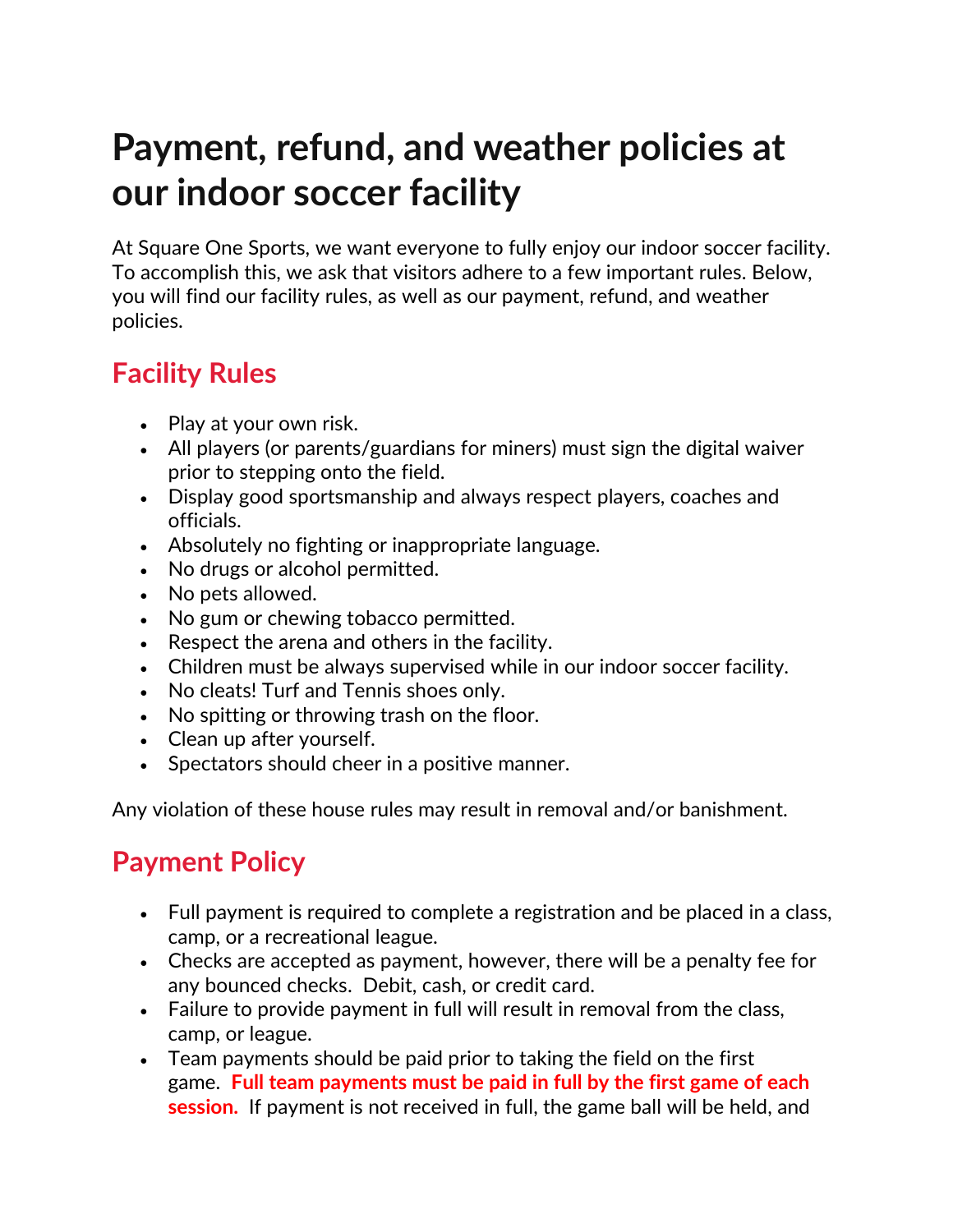# Payment, refund, and weather policies at our indoor soccer facility

At Square One Sports, we want everyone to fully enjoy our indoor soccer facility. To accomplish this, we ask that visitors adhere to a few important rules. Below, you will find our facility rules, as well as our payment, refund, and weather policies.

## Facility Rules

- Play at your own risk.
- All players (or parents/guardians for miners) must sign the digital waiver prior to stepping onto the field.
- Display good sportsmanship and always respect players, coaches and officials.
- Absolutely no fighting or inappropriate language.
- No drugs or alcohol permitted.
- No pets allowed.
- No gum or chewing tobacco permitted.
- Respect the arena and others in the facility.
- Children must be always supervised while in our indoor soccer facility.
- No cleats! Turf and Tennis shoes only.
- No spitting or throwing trash on the floor.
- Clean up after yourself.
- Spectators should cheer in a positive manner.

Any violation of these house rules may result in removal and/or banishment.

## Payment Policy

- Full payment is required to complete a registration and be placed in a class, camp, or a recreational league.
- Checks are accepted as payment, however, there will be a penalty fee for any bounced checks. Debit, cash, or credit card.
- Failure to provide payment in full will result in removal from the class, camp, or league.
- Team payments should be paid prior to taking the field on the first game. **Full team payments must be paid in full by the first game of each session.** If payment is not received in full, the game ball will be held, and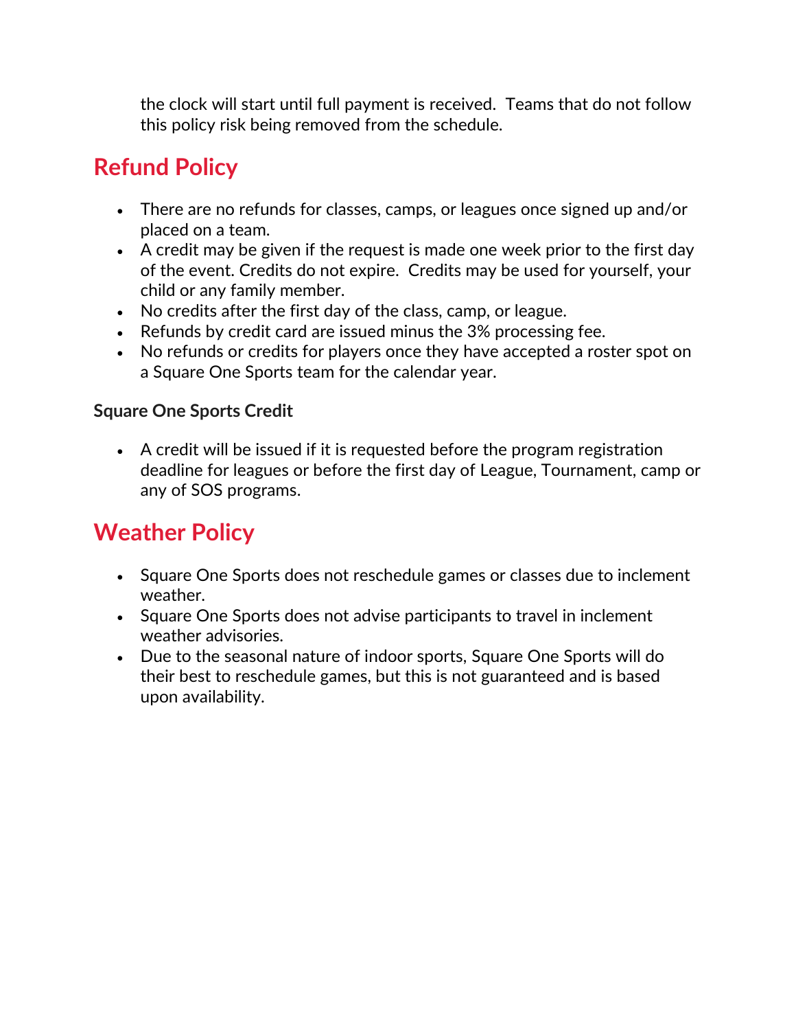the clock will start until full payment is received. Teams that do not follow this policy risk being removed from the schedule.

## Refund Policy

- There are no refunds for classes, camps, or leagues once signed up and/or placed on a team.
- A credit may be given if the request is made one week prior to the first day of the event. Credits do not expire. Credits may be used for yourself, your child or any family member.
- No credits after the first day of the class, camp, or league.
- Refunds by credit card are issued minus the 3% processing fee.
- No refunds or credits for players once they have accepted a roster spot on a Square One Sports team for the calendar year.

**Square One Sports Credit**

- A credit will be issued if it is requested before the program registration deadline for leagues or before the first day of League, Tournament, camp or any of SOS programs.

## Weather Policy

- Square One Sports does not reschedule games or classes due to inclement weather.
- Square One Sports does not advise participants to travel in inclement weather advisories.
- Due to the seasonal nature of indoor sports, Square One Sports will do their best to reschedule games, but this is not guaranteed and is based upon availability.